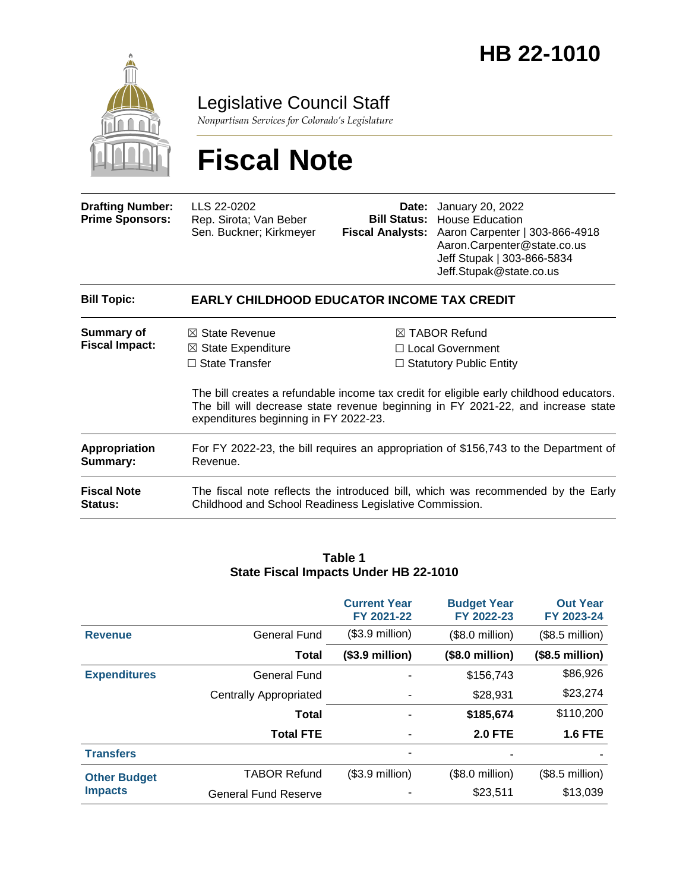# HB 22-1010

## Legislative Council Staff

*Nonpartisan Services for Colorado's Legislature*

# Fiscal Note

| | | | |
|---|---|---|---|
| **Drafting Number:** | LLS 22-0202 | **Date:** | January 20, 2022 |
| **Prime Sponsors:** | Rep. Sirota; Van Beber<br>Sen. Buckner; Kirkmeyer | **Bill Status:** | House Education |
| | | **Fiscal Analysts:** | Aaron Carpenter \| 303-866-4918<br>Aaron.Carpenter@state.co.us<br>Jeff Stupak \| 303-866-5834<br>Jeff.Stupak@state.co.us |

**Bill Topic:** **EARLY CHILDHOOD EDUCATOR INCOME TAX CREDIT**

**Summary of Fiscal Impact:**

- ☒ State Revenue
- ☒ State Expenditure
- ☐ State Transfer
- ☒ TABOR Refund
- ☐ Local Government
- ☐ Statutory Public Entity

The bill creates a refundable income tax credit for eligible early childhood educators. The bill will decrease state revenue beginning in FY 2021-22, and increase state expenditures beginning in FY 2022-23.

**Appropriation Summary:** For FY 2022-23, the bill requires an appropriation of $156,743 to the Department of Revenue.

**Fiscal Note Status:** The fiscal note reflects the introduced bill, which was recommended by the Early Childhood and School Readiness Legislative Commission.

**Table 1**
**State Fiscal Impacts Under HB 22-1010**

| | | Current Year FY 2021-22 | Budget Year FY 2022-23 | Out Year FY 2023-24 |
|---|---|---|---|---|
| **Revenue** | General Fund | ($3.9 million) | ($8.0 million) | ($8.5 million) |
| | **Total** | **($3.9 million)** | **($8.0 million)** | **($8.5 million)** |
| **Expenditures** | General Fund | - | $156,743 | $86,926 |
| | Centrally Appropriated | - | $28,931 | $23,274 |
| | **Total** | - | **$185,674** | $110,200 |
| | **Total FTE** | - | **2.0 FTE** | **1.6 FTE** |
| **Transfers** | | - | - | - |
| **Other Budget Impacts** | TABOR Refund | ($3.9 million) | ($8.0 million) | ($8.5 million) |
| | General Fund Reserve | - | $23,511 | $13,039 |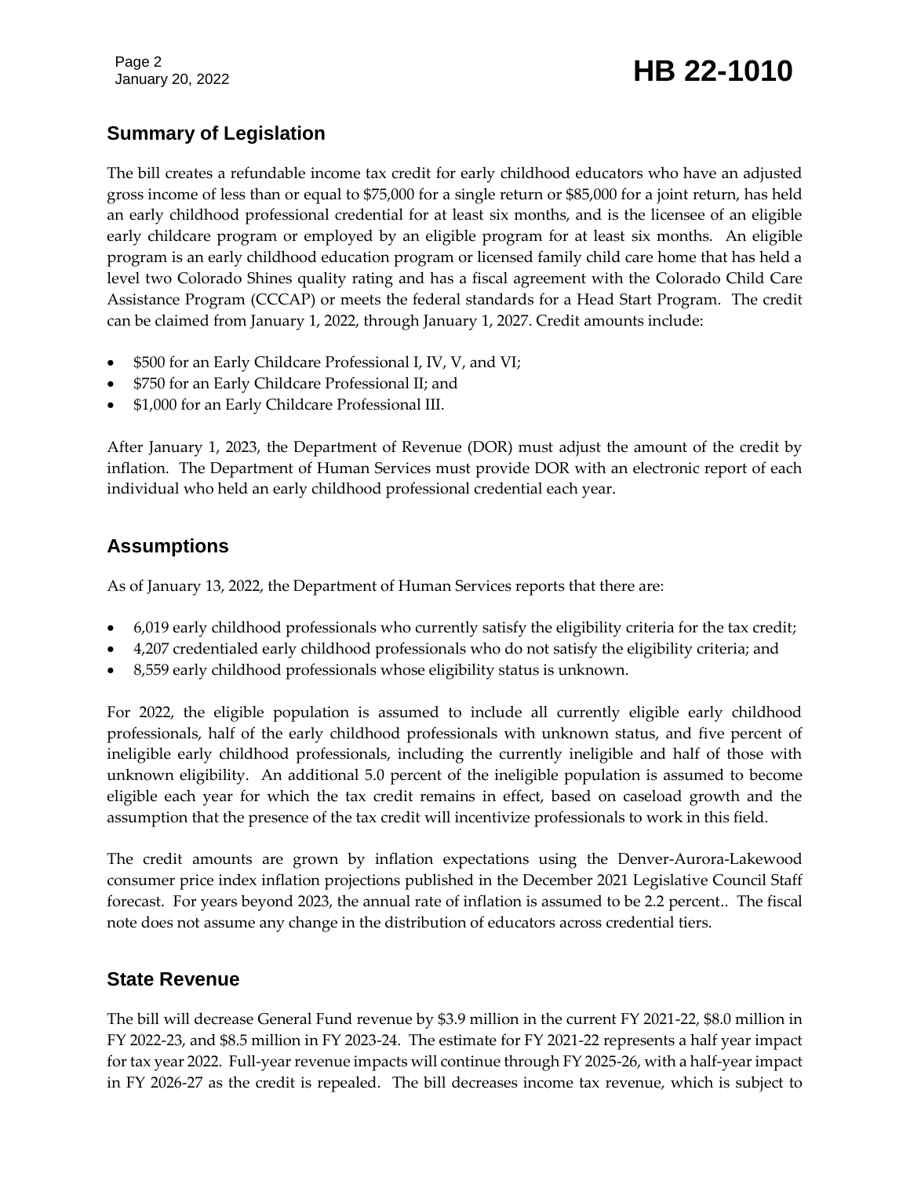## Summary of Legislation

The bill creates a refundable income tax credit for early childhood educators who have an adjusted gross income of less than or equal to $75,000 for a single return or $85,000 for a joint return, has held an early childhood professional credential for at least six months, and is the licensee of an eligible early childcare program or employed by an eligible program for at least six months. An eligible program is an early childhood education program or licensed family child care home that has held a level two Colorado Shines quality rating and has a fiscal agreement with the Colorado Child Care Assistance Program (CCCAP) or meets the federal standards for a Head Start Program. The credit can be claimed from January 1, 2022, through January 1, 2027. Credit amounts include:

- $500 for an Early Childcare Professional I, IV, V, and VI;
- $750 for an Early Childcare Professional II; and
- $1,000 for an Early Childcare Professional III.

After January 1, 2023, the Department of Revenue (DOR) must adjust the amount of the credit by inflation. The Department of Human Services must provide DOR with an electronic report of each individual who held an early childhood professional credential each year.

## Assumptions

As of January 13, 2022, the Department of Human Services reports that there are:

- 6,019 early childhood professionals who currently satisfy the eligibility criteria for the tax credit;
- 4,207 credentialed early childhood professionals who do not satisfy the eligibility criteria; and
- 8,559 early childhood professionals whose eligibility status is unknown.

For 2022, the eligible population is assumed to include all currently eligible early childhood professionals, half of the early childhood professionals with unknown status, and five percent of ineligible early childhood professionals, including the currently ineligible and half of those with unknown eligibility. An additional 5.0 percent of the ineligible population is assumed to become eligible each year for which the tax credit remains in effect, based on caseload growth and the assumption that the presence of the tax credit will incentivize professionals to work in this field.

The credit amounts are grown by inflation expectations using the Denver-Aurora-Lakewood consumer price index inflation projections published in the December 2021 Legislative Council Staff forecast. For years beyond 2023, the annual rate of inflation is assumed to be 2.2 percent.. The fiscal note does not assume any change in the distribution of educators across credential tiers.

## State Revenue

The bill will decrease General Fund revenue by $3.9 million in the current FY 2021-22, $8.0 million in FY 2022-23, and $8.5 million in FY 2023-24. The estimate for FY 2021-22 represents a half year impact for tax year 2022. Full-year revenue impacts will continue through FY 2025-26, with a half-year impact in FY 2026-27 as the credit is repealed. The bill decreases income tax revenue, which is subject to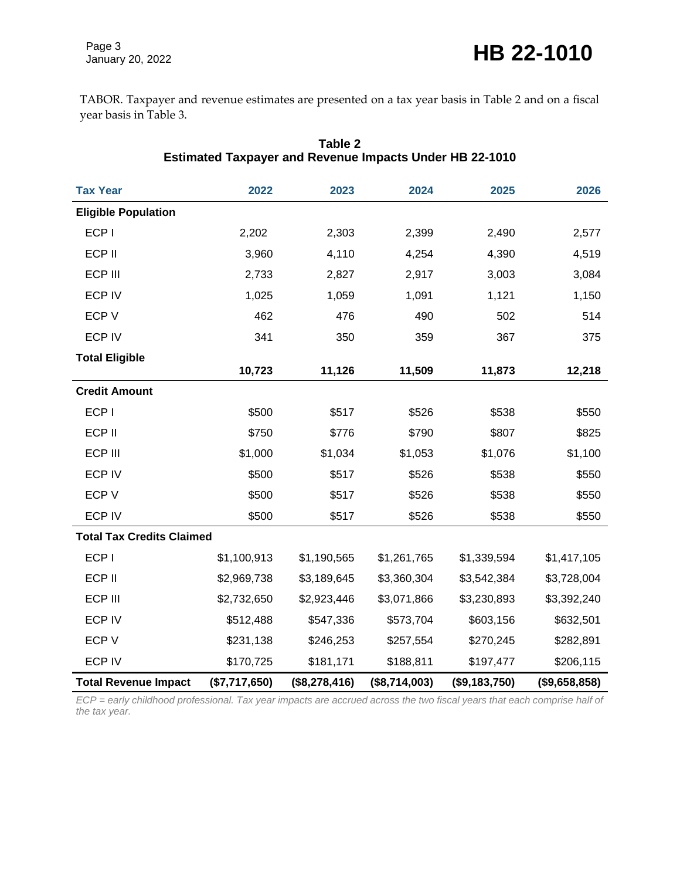TABOR. Taxpayer and revenue estimates are presented on a tax year basis in Table 2 and on a fiscal year basis in Table 3.

**Table 2**
**Estimated Taxpayer and Revenue Impacts Under HB 22-1010**

| Tax Year | 2022 | 2023 | 2024 | 2025 | 2026 |
|---|---|---|---|---|---|
| **Eligible Population** | | | | | |
| ECP I | 2,202 | 2,303 | 2,399 | 2,490 | 2,577 |
| ECP II | 3,960 | 4,110 | 4,254 | 4,390 | 4,519 |
| ECP III | 2,733 | 2,827 | 2,917 | 3,003 | 3,084 |
| ECP IV | 1,025 | 1,059 | 1,091 | 1,121 | 1,150 |
| ECP V | 462 | 476 | 490 | 502 | 514 |
| ECP IV | 341 | 350 | 359 | 367 | 375 |
| **Total Eligible** | **10,723** | **11,126** | **11,509** | **11,873** | **12,218** |
| **Credit Amount** | | | | | |
| ECP I | $500 | $517 | $526 | $538 | $550 |
| ECP II | $750 | $776 | $790 | $807 | $825 |
| ECP III | $1,000 | $1,034 | $1,053 | $1,076 | $1,100 |
| ECP IV | $500 | $517 | $526 | $538 | $550 |
| ECP V | $500 | $517 | $526 | $538 | $550 |
| ECP IV | $500 | $517 | $526 | $538 | $550 |
| **Total Tax Credits Claimed** | | | | | |
| ECP I | $1,100,913 | $1,190,565 | $1,261,765 | $1,339,594 | $1,417,105 |
| ECP II | $2,969,738 | $3,189,645 | $3,360,304 | $3,542,384 | $3,728,004 |
| ECP III | $2,732,650 | $2,923,446 | $3,071,866 | $3,230,893 | $3,392,240 |
| ECP IV | $512,488 | $547,336 | $573,704 | $603,156 | $632,501 |
| ECP V | $231,138 | $246,253 | $257,554 | $270,245 | $282,891 |
| ECP IV | $170,725 | $181,171 | $188,811 | $197,477 | $206,115 |
| **Total Revenue Impact** | **($7,717,650)** | **($8,278,416)** | **($8,714,003)** | **($9,183,750)** | **($9,658,858)** |

*ECP = early childhood professional. Tax year impacts are accrued across the two fiscal years that each comprise half of the tax year.*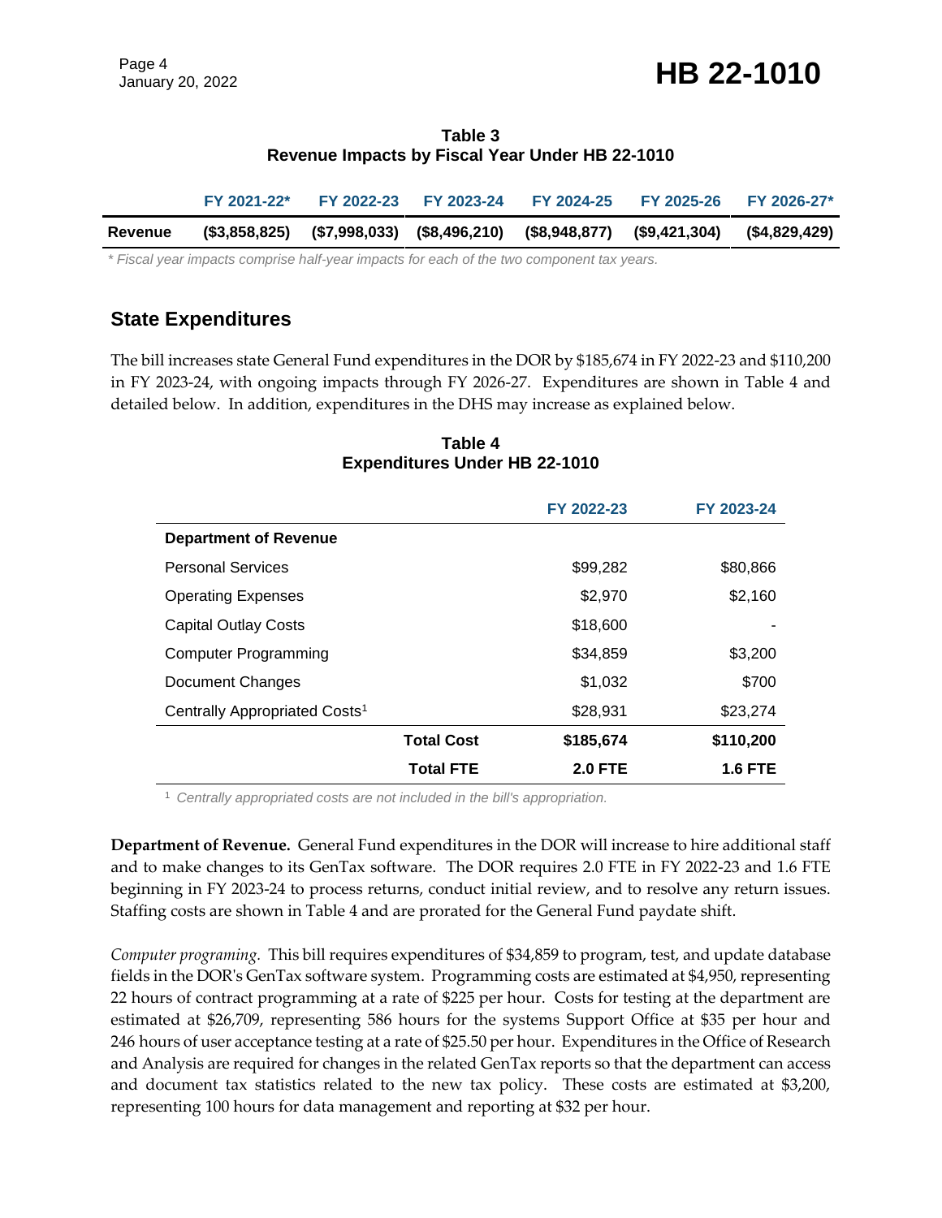**Table 3**
**Revenue Impacts by Fiscal Year Under HB 22-1010**

| | FY 2021-22* | FY 2022-23 | FY 2023-24 | FY 2024-25 | FY 2025-26 | FY 2026-27* |
|---|---|---|---|---|---|---|
| **Revenue** | **($3,858,825)** | **($7,998,033)** | **($8,496,210)** | **($8,948,877)** | **($9,421,304)** | **($4,829,429)** |

*\* Fiscal year impacts comprise half-year impacts for each of the two component tax years.*

## State Expenditures

The bill increases state General Fund expenditures in the DOR by $185,674 in FY 2022-23 and $110,200 in FY 2023-24, with ongoing impacts through FY 2026-27. Expenditures are shown in Table 4 and detailed below. In addition, expenditures in the DHS may increase as explained below.

**Table 4**
**Expenditures Under HB 22-1010**

| | | FY 2022-23 | FY 2023-24 |
|---|---|---|---|
| **Department of Revenue** | | | |
| Personal Services | | $99,282 | $80,866 |
| Operating Expenses | | $2,970 | $2,160 |
| Capital Outlay Costs | | $18,600 | - |
| Computer Programming | | $34,859 | $3,200 |
| Document Changes | | $1,032 | $700 |
| Centrally Appropriated Costs[1] | | $28,931 | $23,274 |
| | **Total Cost** | **$185,674** | **$110,200** |
| | **Total FTE** | **2.0 FTE** | **1.6 FTE** |

[1] *Centrally appropriated costs are not included in the bill's appropriation.*

**Department of Revenue.** General Fund expenditures in the DOR will increase to hire additional staff and to make changes to its GenTax software. The DOR requires 2.0 FTE in FY 2022-23 and 1.6 FTE beginning in FY 2023-24 to process returns, conduct initial review, and to resolve any return issues. Staffing costs are shown in Table 4 and are prorated for the General Fund paydate shift.

*Computer programing.* This bill requires expenditures of $34,859 to program, test, and update database fields in the DOR's GenTax software system. Programming costs are estimated at $4,950, representing 22 hours of contract programming at a rate of $225 per hour. Costs for testing at the department are estimated at $26,709, representing 586 hours for the systems Support Office at $35 per hour and 246 hours of user acceptance testing at a rate of $25.50 per hour. Expenditures in the Office of Research and Analysis are required for changes in the related GenTax reports so that the department can access and document tax statistics related to the new tax policy. These costs are estimated at $3,200, representing 100 hours for data management and reporting at $32 per hour.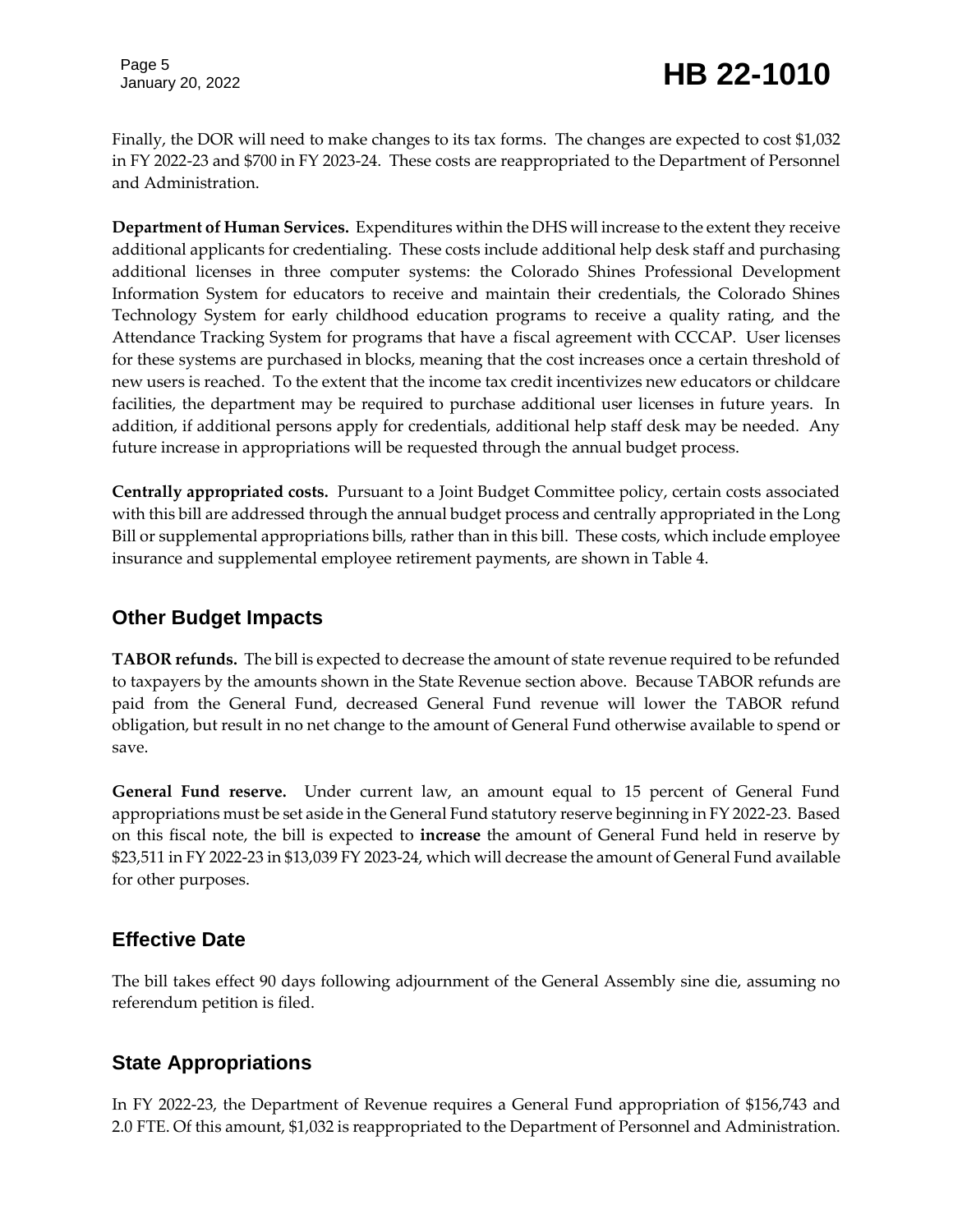Finally, the DOR will need to make changes to its tax forms. The changes are expected to cost $1,032 in FY 2022-23 and $700 in FY 2023-24. These costs are reappropriated to the Department of Personnel and Administration.

**Department of Human Services.** Expenditures within the DHS will increase to the extent they receive additional applicants for credentialing. These costs include additional help desk staff and purchasing additional licenses in three computer systems: the Colorado Shines Professional Development Information System for educators to receive and maintain their credentials, the Colorado Shines Technology System for early childhood education programs to receive a quality rating, and the Attendance Tracking System for programs that have a fiscal agreement with CCCAP. User licenses for these systems are purchased in blocks, meaning that the cost increases once a certain threshold of new users is reached. To the extent that the income tax credit incentivizes new educators or childcare facilities, the department may be required to purchase additional user licenses in future years. In addition, if additional persons apply for credentials, additional help staff desk may be needed. Any future increase in appropriations will be requested through the annual budget process.

**Centrally appropriated costs.** Pursuant to a Joint Budget Committee policy, certain costs associated with this bill are addressed through the annual budget process and centrally appropriated in the Long Bill or supplemental appropriations bills, rather than in this bill. These costs, which include employee insurance and supplemental employee retirement payments, are shown in Table 4.

## Other Budget Impacts

**TABOR refunds.** The bill is expected to decrease the amount of state revenue required to be refunded to taxpayers by the amounts shown in the State Revenue section above. Because TABOR refunds are paid from the General Fund, decreased General Fund revenue will lower the TABOR refund obligation, but result in no net change to the amount of General Fund otherwise available to spend or save.

**General Fund reserve.** Under current law, an amount equal to 15 percent of General Fund appropriations must be set aside in the General Fund statutory reserve beginning in FY 2022-23. Based on this fiscal note, the bill is expected to **increase** the amount of General Fund held in reserve by $23,511 in FY 2022-23 in $13,039 FY 2023-24, which will decrease the amount of General Fund available for other purposes.

## Effective Date

The bill takes effect 90 days following adjournment of the General Assembly sine die, assuming no referendum petition is filed.

## State Appropriations

In FY 2022-23, the Department of Revenue requires a General Fund appropriation of $156,743 and 2.0 FTE. Of this amount, $1,032 is reappropriated to the Department of Personnel and Administration.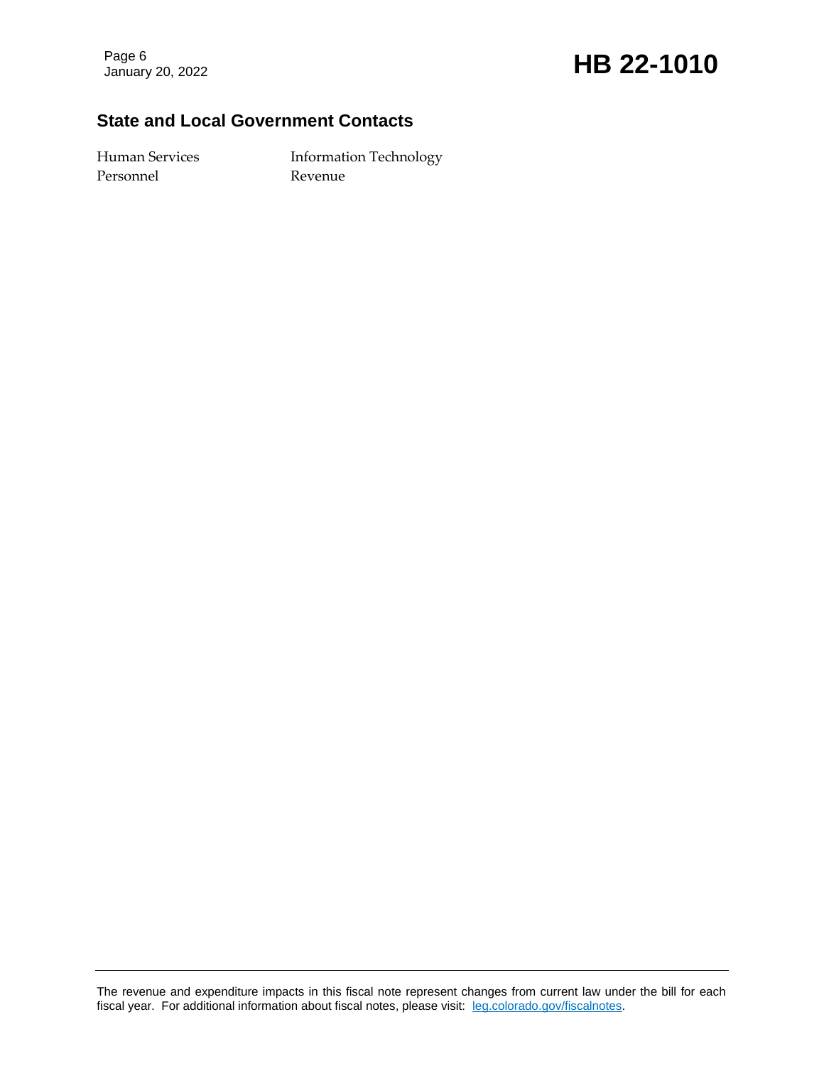## State and Local Government Contacts

| | |
|---|---|
| Human Services | Information Technology |
| Personnel | Revenue |

The revenue and expenditure impacts in this fiscal note represent changes from current law under the bill for each fiscal year. For additional information about fiscal notes, please visit: leg.colorado.gov/fiscalnotes.